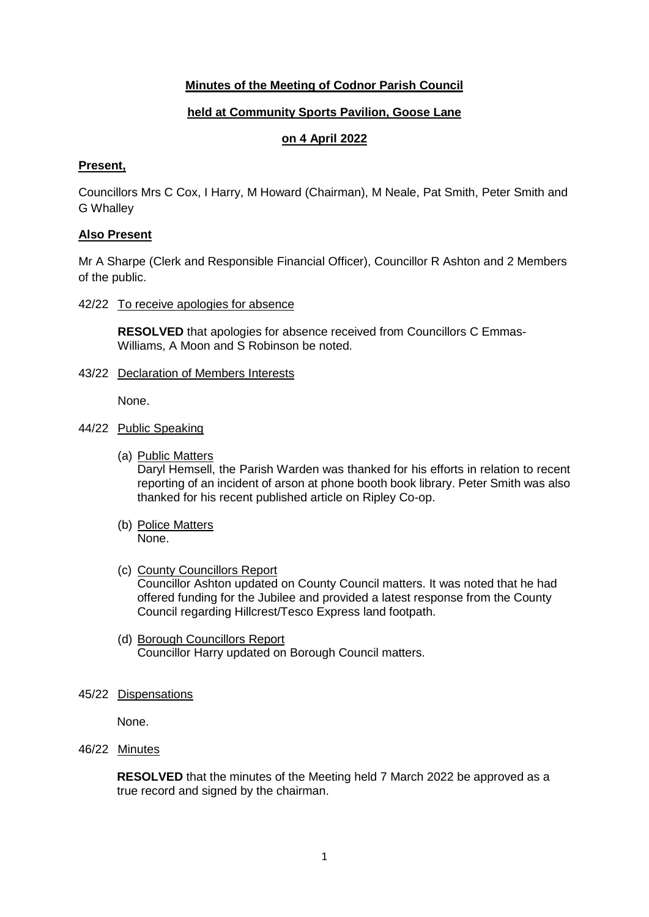**Minutes of the Meeting of Codnor Parish Council**

**held at Community Sports Pavilion, Goose Lane**

**on 4 April 2022**

**Present,**

Councillors Mrs C Cox, I Harry, M Howard (Chairman), M Neale, Pat Smith, Peter Smith and G Whalley

**Also Present**

Mr A Sharpe (Clerk and Responsible Financial Officer), Councillor R Ashton and 2 Members of the public.

42/22 To receive apologies for absence

**RESOLVED** that apologies for absence received from Councillors C Emmas-Williams, A Moon and S Robinson be noted.

43/22 Declaration of Members Interests

None.

44/22 Public Speaking

(a) Public Matters
Daryl Hemsell, the Parish Warden was thanked for his efforts in relation to recent reporting of an incident of arson at phone booth book library. Peter Smith was also thanked for his recent published article on Ripley Co-op.

(b) Police Matters
None.

(c) County Councillors Report
Councillor Ashton updated on County Council matters. It was noted that he had offered funding for the Jubilee and provided a latest response from the County Council regarding Hillcrest/Tesco Express land footpath.

(d) Borough Councillors Report
Councillor Harry updated on Borough Council matters.

45/22 Dispensations

None.

46/22 Minutes

**RESOLVED** that the minutes of the Meeting held 7 March 2022 be approved as a true record and signed by the chairman.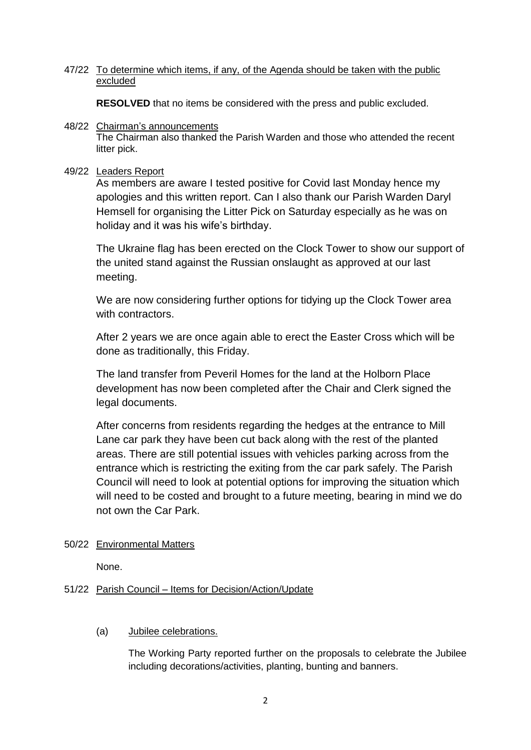47/22 <u>To determine which items, if any, of the Agenda should be taken with the public excluded</u>

**RESOLVED** that no items be considered with the press and public excluded.

48/22 <u>Chairman's announcements</u>

The Chairman also thanked the Parish Warden and those who attended the recent litter pick.

49/22 <u>Leaders Report</u>

As members are aware I tested positive for Covid last Monday hence my apologies and this written report. Can I also thank our Parish Warden Daryl Hemsell for organising the Litter Pick on Saturday especially as he was on holiday and it was his wife's birthday.

The Ukraine flag has been erected on the Clock Tower to show our support of the united stand against the Russian onslaught as approved at our last meeting.

We are now considering further options for tidying up the Clock Tower area with contractors.

After 2 years we are once again able to erect the Easter Cross which will be done as traditionally, this Friday.

The land transfer from Peveril Homes for the land at the Holborn Place development has now been completed after the Chair and Clerk signed the legal documents.

After concerns from residents regarding the hedges at the entrance to Mill Lane car park they have been cut back along with the rest of the planted areas. There are still potential issues with vehicles parking across from the entrance which is restricting the exiting from the car park safely. The Parish Council will need to look at potential options for improving the situation which will need to be costed and brought to a future meeting, bearing in mind we do not own the Car Park.

50/22 <u>Environmental Matters</u>

None.

51/22 <u>Parish Council – Items for Decision/Action/Update</u>

(a) <u>Jubilee celebrations.</u>

The Working Party reported further on the proposals to celebrate the Jubilee including decorations/activities, planting, bunting and banners.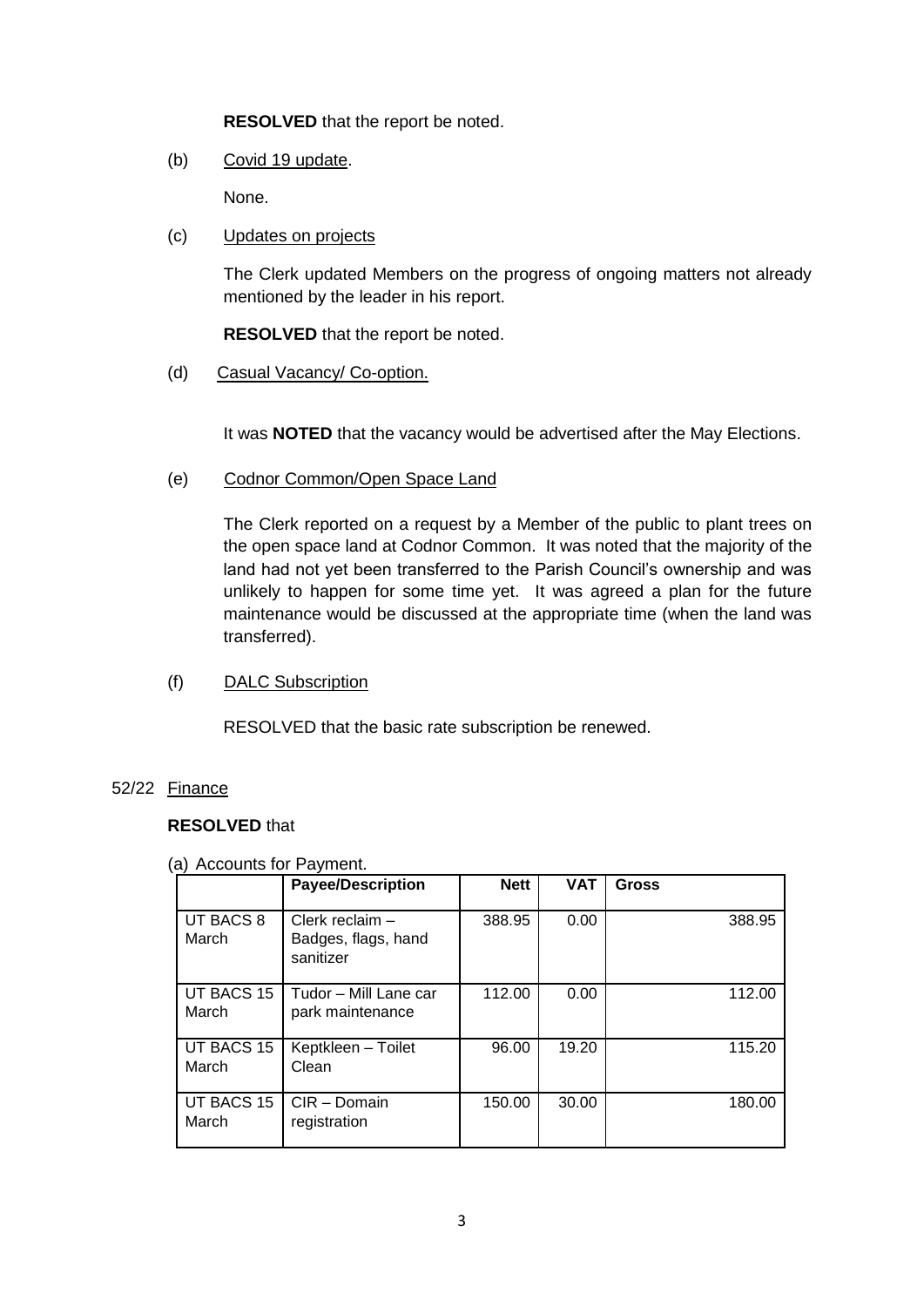**RESOLVED** that the report be noted.

(b) Covid 19 update.

None.

(c) Updates on projects

The Clerk updated Members on the progress of ongoing matters not already mentioned by the leader in his report.

**RESOLVED** that the report be noted.

(d) Casual Vacancy/ Co-option.

It was **NOTED** that the vacancy would be advertised after the May Elections.

(e) Codnor Common/Open Space Land

The Clerk reported on a request by a Member of the public to plant trees on the open space land at Codnor Common. It was noted that the majority of the land had not yet been transferred to the Parish Council's ownership and was unlikely to happen for some time yet. It was agreed a plan for the future maintenance would be discussed at the appropriate time (when the land was transferred).

(f) DALC Subscription

RESOLVED that the basic rate subscription be renewed.

52/22 Finance

**RESOLVED** that

(a) Accounts for Payment.

| | Payee/Description | Nett | VAT | Gross |
|---|---|---|---|---|
| UT BACS 8 March | Clerk reclaim – Badges, flags, hand sanitizer | 388.95 | 0.00 | 388.95 |
| UT BACS 15 March | Tudor – Mill Lane car park maintenance | 112.00 | 0.00 | 112.00 |
| UT BACS 15 March | Keptkleen – Toilet Clean | 96.00 | 19.20 | 115.20 |
| UT BACS 15 March | CIR – Domain registration | 150.00 | 30.00 | 180.00 |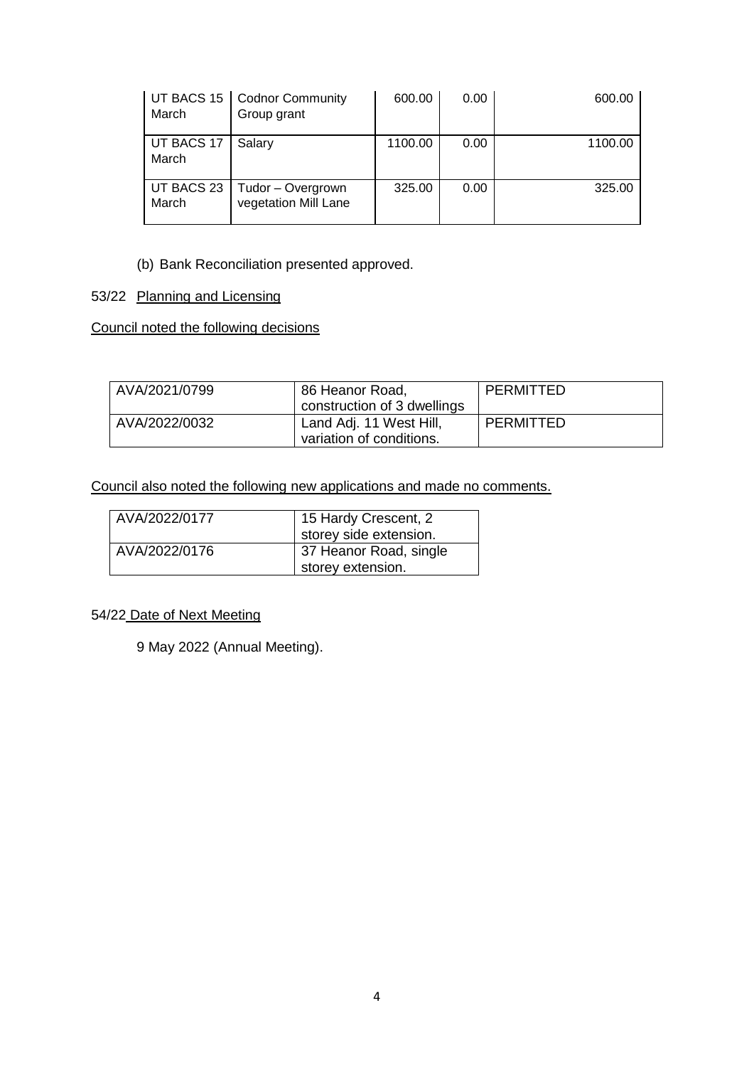| | | | | |
|---|---|---|---|---|
| UT BACS 15 March | Codnor Community Group grant | 600.00 | 0.00 | 600.00 |
| UT BACS 17 March | Salary | 1100.00 | 0.00 | 1100.00 |
| UT BACS 23 March | Tudor – Overgrown vegetation Mill Lane | 325.00 | 0.00 | 325.00 |

(b) Bank Reconciliation presented approved.

53/22 Planning and Licensing

Council noted the following decisions

| | | |
|---|---|---|
| AVA/2021/0799 | 86 Heanor Road, construction of 3 dwellings | PERMITTED |
| AVA/2022/0032 | Land Adj. 11 West Hill, variation of conditions. | PERMITTED |

Council also noted the following new applications and made no comments.

| | |
|---|---|
| AVA/2022/0177 | 15 Hardy Crescent, 2 storey side extension. |
| AVA/2022/0176 | 37 Heanor Road, single storey extension. |

54/22 Date of Next Meeting

9 May 2022 (Annual Meeting).